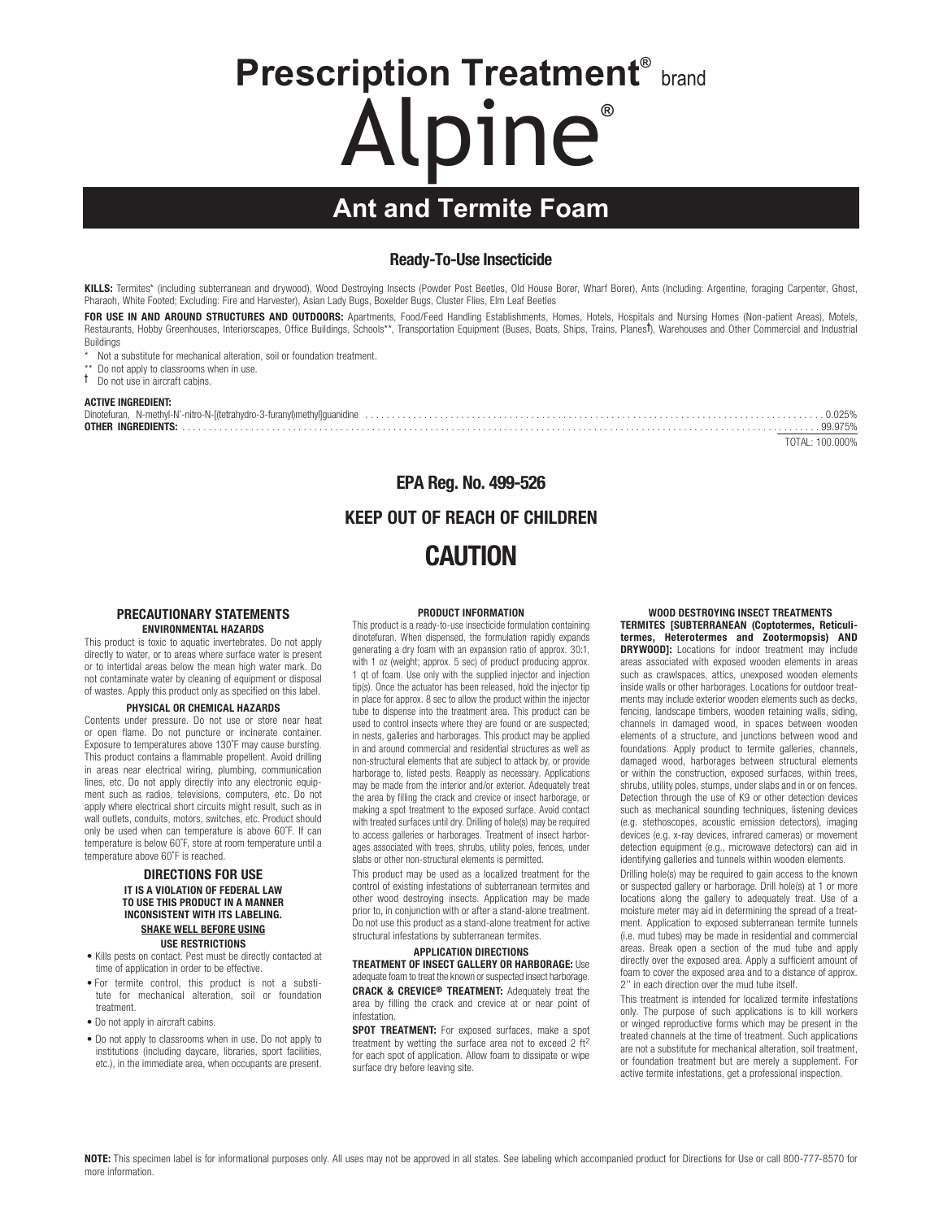# Prescription Treatment® brand

# Alpine®

## Ant and Termite Foam

### Ready-To-Use Insecticide

**KILLS:** Termites* (including subterranean and drywood), Wood Destroying Insects (Powder Post Beetles, Old House Borer, Wharf Borer), Ants (Including: Argentine, foraging Carpenter, Ghost, Pharaoh, White Footed; Excluding: Fire and Harvester), Asian Lady Bugs, Boxelder Bugs, Cluster Flies, Elm Leaf Beetles

**FOR USE IN AND AROUND STRUCTURES AND OUTDOORS:** Apartments, Food/Feed Handling Establishments, Homes, Hotels, Hospitals and Nursing Homes (Non-patient Areas), Motels, Restaurants, Hobby Greenhouses, Interiorscapes, Office Buildings, Schools**, Transportation Equipment (Buses, Boats, Ships, Trains, Planes†), Warehouses and Other Commercial and Industrial Buildings

\* Not a substitute for mechanical alteration, soil or foundation treatment.

\*\* Do not apply to classrooms when in use.

† Do not use in aircraft cabins.

**ACTIVE INGREDIENT:**

| | |
|---|---|
| Dinotefuran, N-methyl-N'-nitro-N-[(tetrahydro-3-furanyl)methyl]guanidine | 0.025% |
| **OTHER INGREDIENTS:** | 99.975% |
| | TOTAL: 100.000% |

**EPA Reg. No. 499-526**

**KEEP OUT OF REACH OF CHILDREN**

## CAUTION

### PRECAUTIONARY STATEMENTS

#### ENVIRONMENTAL HAZARDS

This product is toxic to aquatic invertebrates. Do not apply directly to water, or to areas where surface water is present or to intertidal areas below the mean high water mark. Do not contaminate water by cleaning of equipment or disposal of wastes. Apply this product only as specified on this label.

#### PHYSICAL OR CHEMICAL HAZARDS

Contents under pressure. Do not use or store near heat or open flame. Do not puncture or incinerate container. Exposure to temperatures above 130˚F may cause bursting. This product contains a flammable propellent. Avoid drilling in areas near electrical wiring, plumbing, communication lines, etc. Do not apply directly into any electronic equipment such as radios, televisions, computers, etc. Do not apply where electrical short circuits might result, such as in wall outlets, conduits, motors, switches, etc. Product should only be used when can temperature is above 60˚F. If can temperature is below 60˚F, store at room temperature until a temperature above 60˚F is reached.

### DIRECTIONS FOR USE

**IT IS A VIOLATION OF FEDERAL LAW TO USE THIS PRODUCT IN A MANNER INCONSISTENT WITH ITS LABELING.**

**SHAKE WELL BEFORE USING**

#### USE RESTRICTIONS

- Kills pests on contact. Pest must be directly contacted at time of application in order to be effective.
- For termite control, this product is not a substitute for mechanical alteration, soil or foundation treatment.
- Do not apply in aircraft cabins.
- Do not apply to classrooms when in use. Do not apply to institutions (including daycare, libraries, sport facilities, etc.), in the immediate area, when occupants are present.

#### PRODUCT INFORMATION

This product is a ready-to-use insecticide formulation containing dinotefuran. When dispensed, the formulation rapidly expands generating a dry foam with an expansion ratio of approx. 30:1, with 1 oz (weight; approx. 5 sec) of product producing approx. 1 qt of foam. Use only with the supplied injector and injection tip(s). Once the actuator has been released, hold the injector tip in place for approx. 8 sec to allow the product within the injector tube to dispense into the treatment area. This product can be used to control insects where they are found or are suspected; in nests, galleries and harborages. This product may be applied in and around commercial and residential structures as well as non-structural elements that are subject to attack by, or provide harborage to, listed pests. Reapply as necessary. Applications may be made from the interior and/or exterior. Adequately treat the area by filling the crack and crevice or insect harborage, or making a spot treatment to the exposed surface. Avoid contact with treated surfaces until dry. Drilling of hole(s) may be required to access galleries or harborages. Treatment of insect harborages associated with trees, shrubs, utility poles, fences, under slabs or other non-structural elements is permitted.

This product may be used as a localized treatment for the control of existing infestations of subterranean termites and other wood destroying insects. Application may be made prior to, in conjunction with or after a stand-alone treatment. Do not use this product as a stand-alone treatment for active structural infestations by subterranean termites.

#### APPLICATION DIRECTIONS

**TREATMENT OF INSECT GALLERY OR HARBORAGE:** Use adequate foam to treat the known or suspected insect harborage.

**CRACK & CREVICE® TREATMENT:** Adequately treat the area by filling the crack and crevice at or near point of infestation.

**SPOT TREATMENT:** For exposed surfaces, make a spot treatment by wetting the surface area not to exceed 2 $ft^2$ for each spot of application. Allow foam to dissipate or wipe surface dry before leaving site.

#### WOOD DESTROYING INSECT TREATMENTS

**TERMITES [SUBTERRANEAN (Coptotermes, Reticulitermes, Heterotermes and Zootermopsis) AND DRYWOOD]:** Locations for indoor treatment may include areas associated with exposed wooden elements in areas such as crawlspaces, attics, unexposed wooden elements inside walls or other harborages. Locations for outdoor treatments may include exterior wooden elements such as decks, fencing, landscape timbers, wooden retaining walls, siding, channels in damaged wood, in spaces between wooden elements of a structure, and junctions between wood and foundations. Apply product to termite galleries, channels, damaged wood, harborages between structural elements or within the construction, exposed surfaces, within trees, shrubs, utility poles, stumps, under slabs and in or on fences. Detection through the use of K9 or other detection devices such as mechanical sounding techniques, listening devices (e.g. stethoscopes, acoustic emission detectors), imaging devices (e.g. x-ray devices, infrared cameras) or movement detection equipment (e.g., microwave detectors) can aid in identifying galleries and tunnels within wooden elements.

Drilling hole(s) may be required to gain access to the known or suspected gallery or harborage. Drill hole(s) at 1 or more locations along the gallery to adequately treat. Use of a moisture meter may aid in determining the spread of a treatment. Application to exposed subterranean termite tunnels (i.e. mud tubes) may be made in residential and commercial areas. Break open a section of the mud tube and apply directly over the exposed area. Apply a sufficient amount of foam to cover the exposed area and to a distance of approx. 2'' in each direction over the mud tube itself.

This treatment is intended for localized termite infestations only. The purpose of such applications is to kill workers or winged reproductive forms which may be present in the treated channels at the time of treatment. Such applications are not a substitute for mechanical alteration, soil treatment, or foundation treatment but are merely a supplement. For active termite infestations, get a professional inspection.

**NOTE:** This specimen label is for informational purposes only. All uses may not be approved in all states. See labeling which accompanied product for Directions for Use or call 800-777-8570 for more information.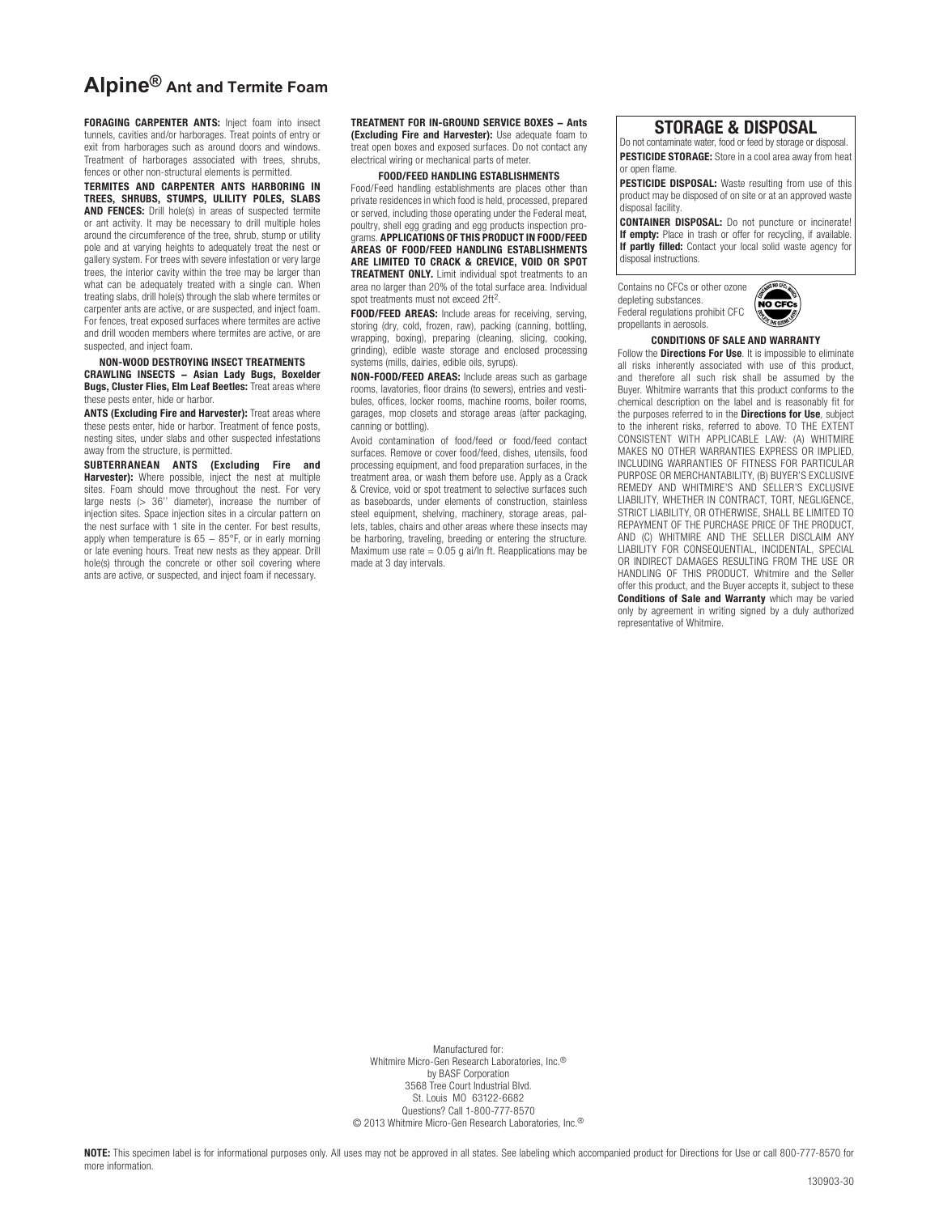# Alpine® Ant and Termite Foam

**FORAGING CARPENTER ANTS:** Inject foam into insect tunnels, cavities and/or harborages. Treat points of entry or exit from harborages such as around doors and windows. Treatment of harborages associated with trees, shrubs, fences or other non-structural elements is permitted.

**TERMITES AND CARPENTER ANTS HARBORING IN TREES, SHRUBS, STUMPS, ULILITY POLES, SLABS AND FENCES:** Drill hole(s) in areas of suspected termite or ant activity. It may be necessary to drill multiple holes around the circumference of the tree, shrub, stump or utility pole and at varying heights to adequately treat the nest or gallery system. For trees with severe infestation or very large trees, the interior cavity within the tree may be larger than what can be adequately treated with a single can. When treating slabs, drill hole(s) through the slab where termites or carpenter ants are active, or are suspected, and inject foam. For fences, treat exposed surfaces where termites are active and drill wooden members where termites are active, or are suspected, and inject foam.

**NON-WOOD DESTROYING INSECT TREATMENTS**

**CRAWLING INSECTS – Asian Lady Bugs, Boxelder Bugs, Cluster Flies, Elm Leaf Beetles:** Treat areas where these pests enter, hide or harbor.

**ANTS (Excluding Fire and Harvester):** Treat areas where these pests enter, hide or harbor. Treatment of fence posts, nesting sites, under slabs and other suspected infestations away from the structure, is permitted.

**SUBTERRANEAN ANTS (Excluding Fire and Harvester):** Where possible, inject the nest at multiple sites. Foam should move throughout the nest. For very large nests (> 36'' diameter), increase the number of injection sites. Space injection sites in a circular pattern on the nest surface with 1 site in the center. For best results, apply when temperature is 65 – 85°F, or in early morning or late evening hours. Treat new nests as they appear. Drill hole(s) through the concrete or other soil covering where ants are active, or suspected, and inject foam if necessary.

**TREATMENT FOR IN-GROUND SERVICE BOXES – Ants (Excluding Fire and Harvester):** Use adequate foam to treat open boxes and exposed surfaces. Do not contact any electrical wiring or mechanical parts of meter.

**FOOD/FEED HANDLING ESTABLISHMENTS**

Food/Feed handling establishments are places other than private residences in which food is held, processed, prepared or served, including those operating under the Federal meat, poultry, shell egg grading and egg products inspection programs. **APPLICATIONS OF THIS PRODUCT IN FOOD/FEED AREAS OF FOOD/FEED HANDLING ESTABLISHMENTS ARE LIMITED TO CRACK & CREVICE, VOID OR SPOT TREATMENT ONLY.** Limit individual spot treatments to an area no larger than 20% of the total surface area. Individual spot treatments must not exceed 2ft$^2$.

**FOOD/FEED AREAS:** Include areas for receiving, serving, storing (dry, cold, frozen, raw), packing (canning, bottling, wrapping, boxing), preparing (cleaning, slicing, cooking, grinding), edible waste storage and enclosed processing systems (mills, dairies, edible oils, syrups).

**NON-FOOD/FEED AREAS:** Include areas such as garbage rooms, lavatories, floor drains (to sewers), entries and vestibules, offices, locker rooms, machine rooms, boiler rooms, garages, mop closets and storage areas (after packaging, canning or bottling).

Avoid contamination of food/feed or food/feed contact surfaces. Remove or cover food/feed, dishes, utensils, food processing equipment, and food preparation surfaces, in the treatment area, or wash them before use. Apply as a Crack & Crevice, void or spot treatment to selective surfaces such as baseboards, under elements of construction, stainless steel equipment, shelving, machinery, storage areas, pallets, tables, chairs and other areas where these insects may be harboring, traveling, breeding or entering the structure. Maximum use rate = 0.05 g ai/ln ft. Reapplications may be made at 3 day intervals.

## STORAGE & DISPOSAL

Do not contaminate water, food or feed by storage or disposal.

**PESTICIDE STORAGE:** Store in a cool area away from heat or open flame.

**PESTICIDE DISPOSAL:** Waste resulting from use of this product may be disposed of on site or at an approved waste disposal facility.

**CONTAINER DISPOSAL:** Do not puncture or incinerate! **If empty:** Place in trash or offer for recycling, if available. **If partly filled:** Contact your local solid waste agency for disposal instructions.

Contains no CFCs or other ozone depleting substances. Federal regulations prohibit CFC propellants in aerosols.

**CONDITIONS OF SALE AND WARRANTY**

Follow the **Directions For Use**. It is impossible to eliminate all risks inherently associated with use of this product, and therefore all such risk shall be assumed by the Buyer. Whitmire warrants that this product conforms to the chemical description on the label and is reasonably fit for the purposes referred to in the **Directions for Use**, subject to the inherent risks, referred to above. TO THE EXTENT CONSISTENT WITH APPLICABLE LAW: (A) WHITMIRE MAKES NO OTHER WARRANTIES EXPRESS OR IMPLIED, INCLUDING WARRANTIES OF FITNESS FOR PARTICULAR PURPOSE OR MERCHANTABILITY, (B) BUYER'S EXCLUSIVE REMEDY AND WHITMIRE'S AND SELLER'S EXCLUSIVE LIABILITY, WHETHER IN CONTRACT, TORT, NEGLIGENCE, STRICT LIABILITY, OR OTHERWISE, SHALL BE LIMITED TO REPAYMENT OF THE PURCHASE PRICE OF THE PRODUCT, AND (C) WHITMIRE AND THE SELLER DISCLAIM ANY LIABILITY FOR CONSEQUENTIAL, INCIDENTAL, SPECIAL OR INDIRECT DAMAGES RESULTING FROM THE USE OR HANDLING OF THIS PRODUCT. Whitmire and the Seller offer this product, and the Buyer accepts it, subject to these **Conditions of Sale and Warranty** which may be varied only by agreement in writing signed by a duly authorized representative of Whitmire.

Manufactured for:
Whitmire Micro-Gen Research Laboratories, Inc.®
by BASF Corporation
3568 Tree Court Industrial Blvd.
St. Louis MO 63122-6682
Questions? Call 1-800-777-8570
© 2013 Whitmire Micro-Gen Research Laboratories, Inc.®

**NOTE:** This specimen label is for informational purposes only. All uses may not be approved in all states. See labeling which accompanied product for Directions for Use or call 800-777-8570 for more information.

130903-30